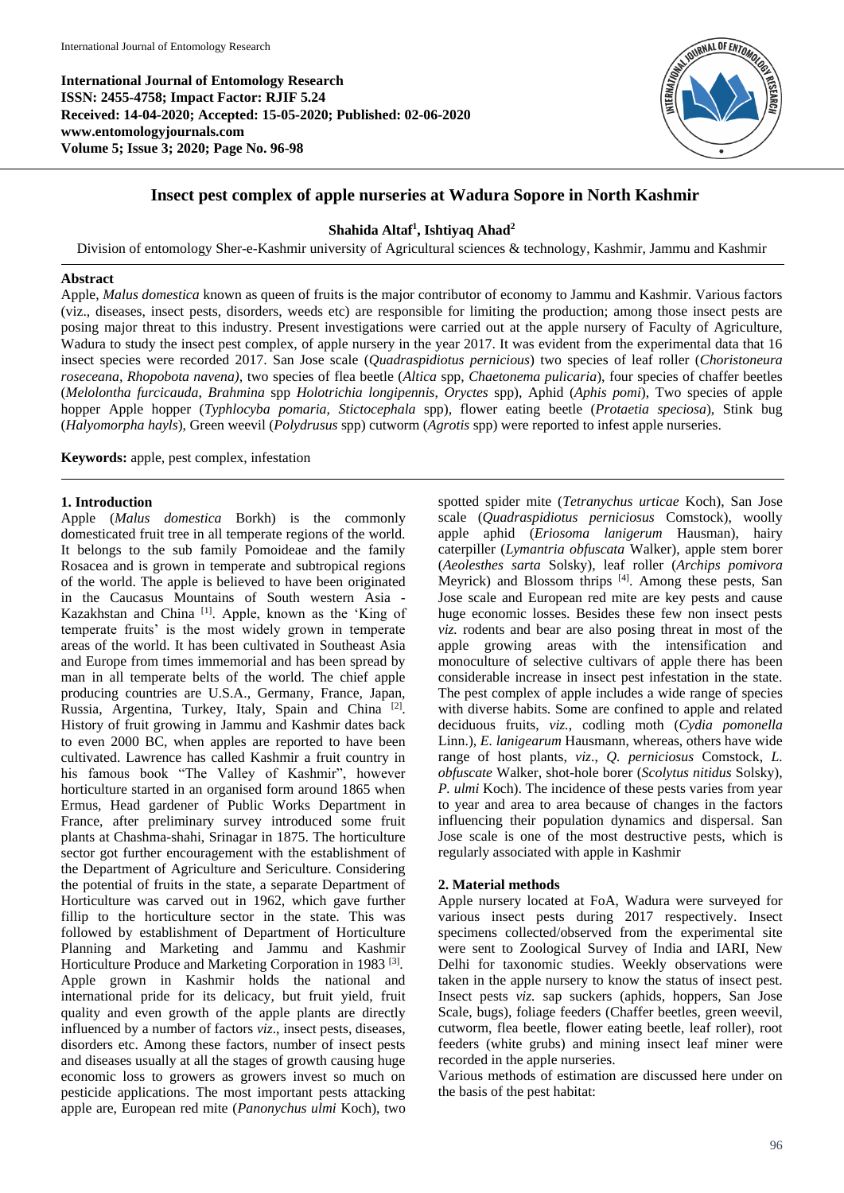**International Journal of Entomology Research**
**ISSN: 2455-4758; Impact Factor: RJIF 5.24**
**Received: 14-04-2020; Accepted: 15-05-2020; Published: 02-06-2020**
**www.entomologyjournals.com**
**Volume 5; Issue 3; 2020; Page No. 96-98**

# Insect pest complex of apple nurseries at Wadura Sopore in North Kashmir

**Shahida Altaf[1], Ishtiyaq Ahad[2]**

Division of entomology Sher-e-Kashmir university of Agricultural sciences & technology, Kashmir, Jammu and Kashmir

## Abstract

Apple, *Malus domestica* known as queen of fruits is the major contributor of economy to Jammu and Kashmir. Various factors (viz., diseases, insect pests, disorders, weeds etc) are responsible for limiting the production; among those insect pests are posing major threat to this industry. Present investigations were carried out at the apple nursery of Faculty of Agriculture, Wadura to study the insect pest complex, of apple nursery in the year 2017. It was evident from the experimental data that 16 insect species were recorded 2017. San Jose scale (*Quadraspidiotus pernicious*) two species of leaf roller (*Choristoneura roseceana, Rhopobota navena),* two species of flea beetle (*Altica* spp, *Chaetonema pulicaria*), four species of chaffer beetles (*Melolontha furcicauda, Brahmina* spp *Holotrichia longipennis*, *Oryctes* spp), Aphid (*Aphis pomi*), Two species of apple hopper Apple hopper (*Typhlocyba pomaria, Stictocephala* spp), flower eating beetle (*Protaetia speciosa*), Stink bug (*Halyomorpha hayls*), Green weevil (*Polydrusus* spp) cutworm (*Agrotis* spp) were reported to infest apple nurseries.

**Keywords:** apple, pest complex, infestation

## 1. Introduction

Apple (*Malus domestica* Borkh) is the commonly domesticated fruit tree in all temperate regions of the world. It belongs to the sub family Pomoideae and the family Rosacea and is grown in temperate and subtropical regions of the world. The apple is believed to have been originated in the Caucasus Mountains of South western Asia - Kazakhstan and China [1]. Apple, known as the 'King of temperate fruits' is the most widely grown in temperate areas of the world. It has been cultivated in Southeast Asia and Europe from times immemorial and has been spread by man in all temperate belts of the world. The chief apple producing countries are U.S.A., Germany, France, Japan, Russia, Argentina, Turkey, Italy, Spain and China [2]. History of fruit growing in Jammu and Kashmir dates back to even 2000 BC, when apples are reported to have been cultivated. Lawrence has called Kashmir a fruit country in his famous book "The Valley of Kashmir", however horticulture started in an organised form around 1865 when Ermus, Head gardener of Public Works Department in France, after preliminary survey introduced some fruit plants at Chashma-shahi, Srinagar in 1875. The horticulture sector got further encouragement with the establishment of the Department of Agriculture and Sericulture. Considering the potential of fruits in the state, a separate Department of Horticulture was carved out in 1962, which gave further fillip to the horticulture sector in the state. This was followed by establishment of Department of Horticulture Planning and Marketing and Jammu and Kashmir Horticulture Produce and Marketing Corporation in 1983 [3]. Apple grown in Kashmir holds the national and international pride for its delicacy, but fruit yield, fruit quality and even growth of the apple plants are directly influenced by a number of factors *viz*., insect pests, diseases, disorders etc. Among these factors, number of insect pests and diseases usually at all the stages of growth causing huge economic loss to growers as growers invest so much on pesticide applications. The most important pests attacking apple are, European red mite (*Panonychus ulmi* Koch), two spotted spider mite (*Tetranychus urticae* Koch), San Jose scale (*Quadraspidiotus perniciosus* Comstock), woolly apple aphid (*Eriosoma lanigerum* Hausman), hairy caterpiller (*Lymantria obfuscata* Walker), apple stem borer (*Aeolesthes sarta* Solsky), leaf roller (*Archips pomivora* Meyrick) and Blossom thrips [4]. Among these pests, San Jose scale and European red mite are key pests and cause huge economic losses. Besides these few non insect pests *viz.* rodents and bear are also posing threat in most of the apple growing areas with the intensification and monoculture of selective cultivars of apple there has been considerable increase in insect pest infestation in the state. The pest complex of apple includes a wide range of species with diverse habits. Some are confined to apple and related deciduous fruits, *viz.*, codling moth (*Cydia pomonella* Linn.), *E. lanigearum* Hausmann, whereas, others have wide range of host plants, *viz*., *Q. perniciosus* Comstock, *L. obfuscate* Walker, shot-hole borer (*Scolytus nitidus* Solsky), *P. ulmi* Koch). The incidence of these pests varies from year to year and area to area because of changes in the factors influencing their population dynamics and dispersal. San Jose scale is one of the most destructive pests, which is regularly associated with apple in Kashmir

## 2. Material methods

Apple nursery located at FoA, Wadura were surveyed for various insect pests during 2017 respectively. Insect specimens collected/observed from the experimental site were sent to Zoological Survey of India and IARI, New Delhi for taxonomic studies. Weekly observations were taken in the apple nursery to know the status of insect pest. Insect pests *viz.* sap suckers (aphids, hoppers, San Jose Scale, bugs), foliage feeders (Chaffer beetles, green weevil, cutworm, flea beetle, flower eating beetle, leaf roller), root feeders (white grubs) and mining insect leaf miner were recorded in the apple nurseries.

Various methods of estimation are discussed here under on the basis of the pest habitat: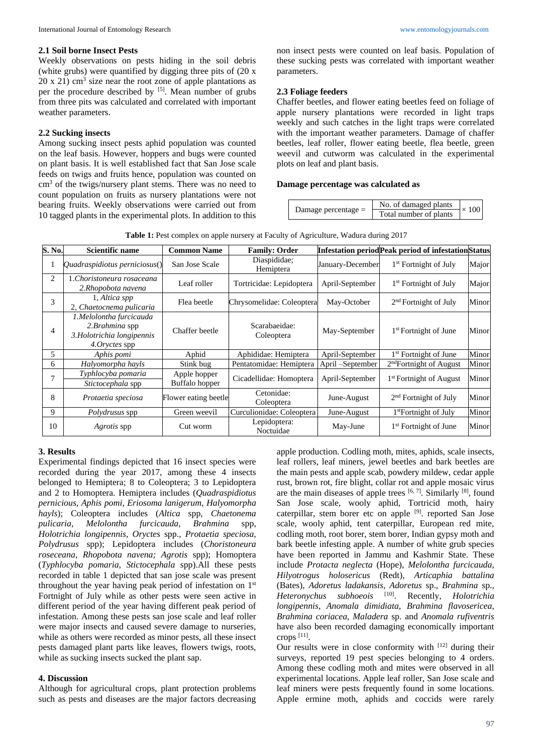### 2.1 Soil borne Insect Pests

Weekly observations on pests hiding in the soil debris (white grubs) were quantified by digging three pits of (20 x 20 x 21) $cm^3$ size near the root zone of apple plantations as per the procedure described by [5]. Mean number of grubs from three pits was calculated and correlated with important weather parameters.

### 2.2 Sucking insects

Among sucking insect pests aphid population was counted on the leaf basis. However, hoppers and bugs were counted on plant basis. It is well established fact that San Jose scale feeds on twigs and fruits hence, population was counted on $cm^3$ of the twigs/nursery plant stems. There was no need to count population on fruits as nursery plantations were not bearing fruits. Weekly observations were carried out from 10 tagged plants in the experimental plots. In addition to this non insect pests were counted on leaf basis. Population of these sucking pests was correlated with important weather parameters.

### 2.3 Foliage feeders

Chaffer beetles, and flower eating beetles feed on foliage of apple nursery plantations were recorded in light traps weekly and such catches in the light traps were correlated with the important weather parameters. Damage of chaffer beetles, leaf roller, flower eating beetle, flea beetle, green weevil and cutworm was calculated in the experimental plots on leaf and plant basis.

**Damage percentage was calculated as**

$$\text{Damage percentage} = \frac{\text{No. of damaged plants}}{\text{Total number of plants}} \times 100$$

**Table 1:** Pest complex on apple nursery at Faculty of Agriculture, Wadura during 2017

| S. No. | Scientific name | Common Name | Family: Order | Infestation period | Peak period of infestation | Status |
|---|---|---|---|---|---|---|
| 1 | *Quadraspidiotus perniciosus*() | San Jose Scale | Diaspididae; Hemiptera | January-December | 1st Fortnight of July | Major |
| 2 | 1.*Choristoneura rosaceana* 2.*Rhopobota navena* | Leaf roller | Tortricidae: Lepidoptera | April-September | 1st Fortnight of July | Major |
| 3 | 1, *Altica spp* 2, *Chaetocnema pulicaria* | Flea beetle | Chrysomelidae: Coleoptera | May-October | 2nd Fortnight of July | Minor |
| 4 | 1.*Melolontha furcicauda* 2.*Brahmina* spp 3.*Holotrichia longipennis* 4.*Oryctes* spp | Chaffer beetle | Scarabaeidae: Coleoptera | May-September | 1st Fortnight of June | Minor |
| 5 | *Aphis pomi* | Aphid | Aphididae: Hemiptera | April-September | 1st Fortnight of June | Minor |
| 6 | *Halyomorpha hayls* | Stink bug | Pentatomidae: Hemiptera | April –September | 2ndFortnight of August | Minor |
| 7 | *Typhlocyba pomaria* *Stictocephala* spp | Apple hopper Buffalo hopper | Cicadellidae: Homoptera | April-September | 1st Fortnight of August | Minor |
| 8 | *Protaetia speciosa* | Flower eating beetle | Cetonidae: Coleoptera | June-August | 2nd Fortnight of July | Minor |
| 9 | *Polydrusus* spp | Green weevil | Curculionidae: Coleoptera | June-August | 1stFortnight of July | Minor |
| 10 | *Agrotis* spp | Cut worm | Lepidoptera: Noctuidae | May-June | 1st Fortnight of June | Minor |

## 3. Results

Experimental findings depicted that 16 insect species were recorded during the year 2017, among these 4 insects belonged to Hemiptera; 8 to Coleoptera; 3 to Lepidoptera and 2 to Homoptera. Hemiptera includes (*Quadraspidiotus pernicious*, *Aphis pomi*, *Eriosoma lanigerum*, *Halyomorpha hayls*); Coleoptera includes (*Altica* spp, *Chaetonema pulicaria*, *Melolontha furcicauda*, *Brahmina* spp, *Holotrichia longipennis*, *Oryctes* spp., *Protaetia speciosa, Polydrusus* spp); Lepidoptera includes (*Choristoneura roseceana, Rhopobota navena; Agrotis* spp); Homoptera (*Typhlocyba pomaria, Stictocephala* spp).All these pests recorded in table 1 depicted that san jose scale was present throughout the year having peak period of infestation on 1st Fortnight of July while as other pests were seen active in different period of the year having different peak period of infestation. Among these pests san jose scale and leaf roller were major insects and caused severe damage to nurseries, while as others were recorded as minor pests, all these insect pests damaged plant parts like leaves, flowers twigs, roots, while as sucking insects sucked the plant sap.

## 4. Discussion

Although for agricultural crops, plant protection problems such as pests and diseases are the major factors decreasing apple production. Codling moth, mites, aphids, scale insects, leaf rollers, leaf miners, jewel beetles and bark beetles are the main pests and apple scab, powdery mildew, cedar apple rust, brown rot, fire blight, collar rot and apple mosaic virus are the main diseases of apple trees [6, 7]. Similarly [8], found San Jose scale, wooly aphid, Tortricid moth, hairy caterpillar, stem borer etc on apple [9]. reported San Jose scale, wooly aphid, tent caterpillar, European red mite, codling moth, root borer, stem borer, Indian gypsy moth and bark beetle infesting apple. A number of white grub species have been reported in Jammu and Kashmir State. These include *Protacta neglecta* (Hope), *Melolontha furcicauda*, *Hilyotrogus holosericus* (Redt), *Articaphia battalina* (Bates), *Adoretus ladakansis*, *Adoretus* sp., *Brahmina* sp., *Heteronychus subhoeois* [10]. Recently, *Holotrichia longipennis*, *Anomala dimidiata*, *Brahmina flavosericea*, *Brahmina coriacea*, *Maladera* sp. and *Anomala rufiventris* have also been recorded damaging economically important crops [11].

Our results were in close conformity with [12] during their surveys, reported 19 pest species belonging to 4 orders. Among these codling moth and mites were observed in all experimental locations. Apple leaf roller, San Jose scale and leaf miners were pests frequently found in some locations. Apple ermine moth, aphids and coccids were rarely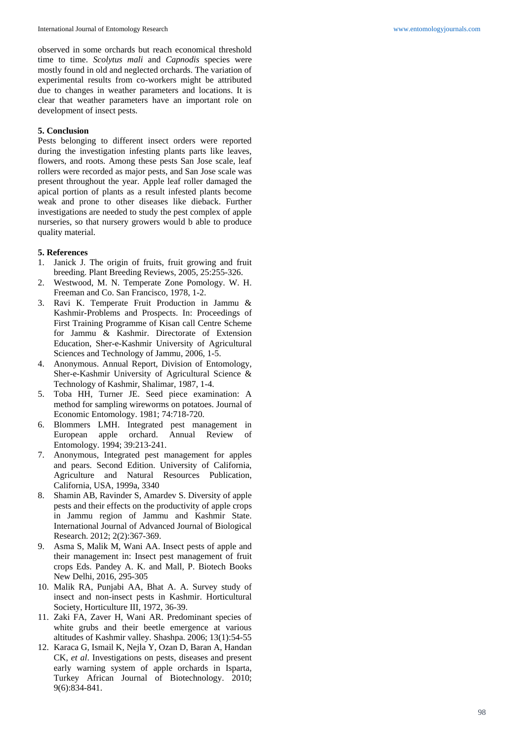observed in some orchards but reach economical threshold time to time. *Scolytus mali* and *Capnodis* species were mostly found in old and neglected orchards. The variation of experimental results from co-workers might be attributed due to changes in weather parameters and locations. It is clear that weather parameters have an important role on development of insect pests.

## 5. Conclusion

Pests belonging to different insect orders were reported during the investigation infesting plants parts like leaves, flowers, and roots. Among these pests San Jose scale, leaf rollers were recorded as major pests, and San Jose scale was present throughout the year. Apple leaf roller damaged the apical portion of plants as a result infested plants become weak and prone to other diseases like dieback. Further investigations are needed to study the pest complex of apple nurseries, so that nursery growers would b able to produce quality material.

## 5. References

1. Janick J. The origin of fruits, fruit growing and fruit breeding. Plant Breeding Reviews, 2005, 25:255-326.
2. Westwood, M. N. Temperate Zone Pomology. W. H. Freeman and Co. San Francisco, 1978, 1-2.
3. Ravi K. Temperate Fruit Production in Jammu & Kashmir-Problems and Prospects. In: Proceedings of First Training Programme of Kisan call Centre Scheme for Jammu & Kashmir. Directorate of Extension Education, Sher-e-Kashmir University of Agricultural Sciences and Technology of Jammu, 2006, 1-5.
4. Anonymous. Annual Report, Division of Entomology, Sher-e-Kashmir University of Agricultural Science & Technology of Kashmir, Shalimar, 1987, 1-4.
5. Toba HH, Turner JE. Seed piece examination: A method for sampling wireworms on potatoes. Journal of Economic Entomology. 1981; 74:718-720.
6. Blommers LMH. Integrated pest management in European apple orchard. Annual Review of Entomology. 1994; 39:213-241.
7. Anonymous, Integrated pest management for apples and pears. Second Edition. University of California, Agriculture and Natural Resources Publication, California, USA, 1999a, 3340
8. Shamin AB, Ravinder S, Amardev S. Diversity of apple pests and their effects on the productivity of apple crops in Jammu region of Jammu and Kashmir State. International Journal of Advanced Journal of Biological Research. 2012; 2(2):367-369.
9. Asma S, Malik M, Wani AA. Insect pests of apple and their management in: Insect pest management of fruit crops Eds. Pandey A. K. and Mall, P. Biotech Books New Delhi, 2016, 295-305
10. Malik RA, Punjabi AA, Bhat A. A. Survey study of insect and non-insect pests in Kashmir. Horticultural Society, Horticulture III, 1972, 36-39.
11. Zaki FA, Zaver H, Wani AR. Predominant species of white grubs and their beetle emergence at various altitudes of Kashmir valley. Shashpa. 2006; 13(1):54-55
12. Karaca G, Ismail K, Nejla Y, Ozan D, Baran A, Handan CK, *et al*. Investigations on pests, diseases and present early warning system of apple orchards in Isparta, Turkey African Journal of Biotechnology. 2010; 9(6):834-841.